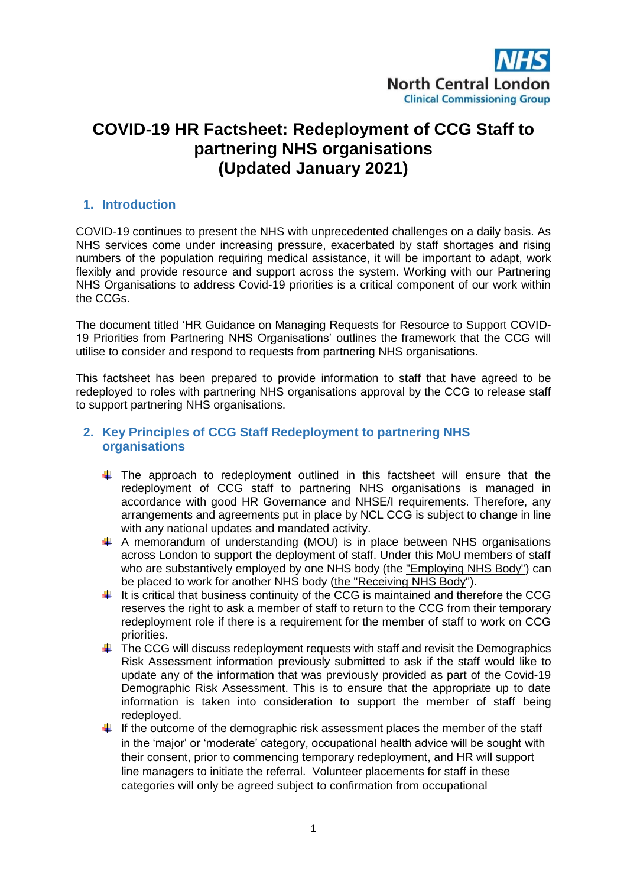NHS
North Central London
Clinical Commissioning Group

# COVID-19 HR Factsheet: Redeployment of CCG Staff to partnering NHS organisations (Updated January 2021)

## 1. Introduction

COVID-19 continues to present the NHS with unprecedented challenges on a daily basis. As NHS services come under increasing pressure, exacerbated by staff shortages and rising numbers of the population requiring medical assistance, it will be important to adapt, work flexibly and provide resource and support across the system. Working with our Partnering NHS Organisations to address Covid-19 priorities is a critical component of our work within the CCGs.

The document titled 'HR Guidance on Managing Requests for Resource to Support COVID-19 Priorities from Partnering NHS Organisations' outlines the framework that the CCG will utilise to consider and respond to requests from partnering NHS organisations.

This factsheet has been prepared to provide information to staff that have agreed to be redeployed to roles with partnering NHS organisations approval by the CCG to release staff to support partnering NHS organisations.

## 2. Key Principles of CCG Staff Redeployment to partnering NHS organisations

- The approach to redeployment outlined in this factsheet will ensure that the redeployment of CCG staff to partnering NHS organisations is managed in accordance with good HR Governance and NHSE/I requirements. Therefore, any arrangements and agreements put in place by NCL CCG is subject to change in line with any national updates and mandated activity.
- A memorandum of understanding (MOU) is in place between NHS organisations across London to support the deployment of staff. Under this MoU members of staff who are substantively employed by one NHS body (the "Employing NHS Body") can be placed to work for another NHS body (the "Receiving NHS Body").
- It is critical that business continuity of the CCG is maintained and therefore the CCG reserves the right to ask a member of staff to return to the CCG from their temporary redeployment role if there is a requirement for the member of staff to work on CCG priorities.
- The CCG will discuss redeployment requests with staff and revisit the Demographics Risk Assessment information previously submitted to ask if the staff would like to update any of the information that was previously provided as part of the Covid-19 Demographic Risk Assessment. This is to ensure that the appropriate up to date information is taken into consideration to support the member of staff being redeployed.
- If the outcome of the demographic risk assessment places the member of the staff in the 'major' or 'moderate' category, occupational health advice will be sought with their consent, prior to commencing temporary redeployment, and HR will support line managers to initiate the referral. Volunteer placements for staff in these categories will only be agreed subject to confirmation from occupational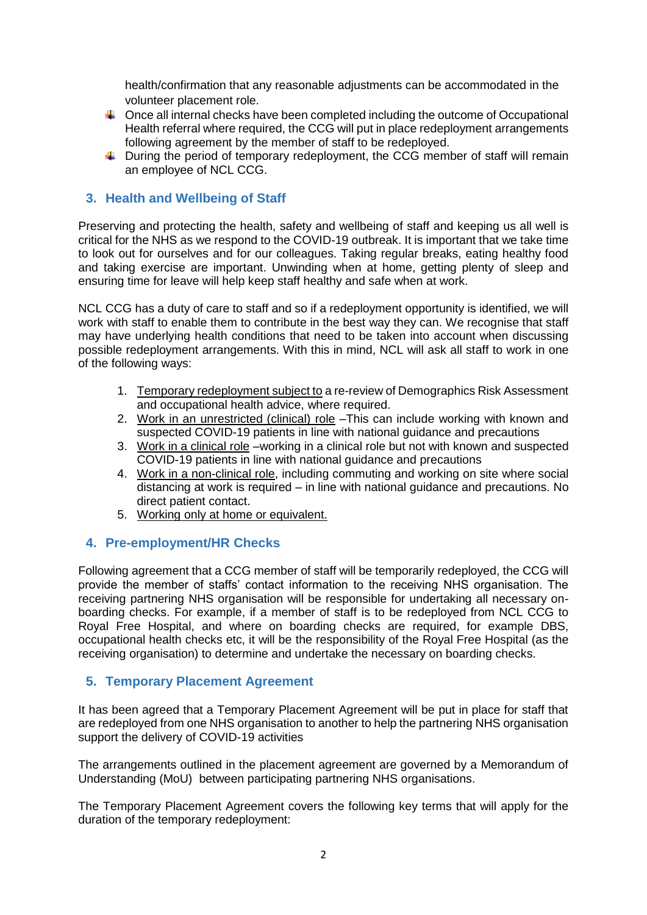health/confirmation that any reasonable adjustments can be accommodated in the volunteer placement role.

- Once all internal checks have been completed including the outcome of Occupational Health referral where required, the CCG will put in place redeployment arrangements following agreement by the member of staff to be redeployed.
- During the period of temporary redeployment, the CCG member of staff will remain an employee of NCL CCG.

## 3. Health and Wellbeing of Staff

Preserving and protecting the health, safety and wellbeing of staff and keeping us all well is critical for the NHS as we respond to the COVID-19 outbreak. It is important that we take time to look out for ourselves and for our colleagues. Taking regular breaks, eating healthy food and taking exercise are important. Unwinding when at home, getting plenty of sleep and ensuring time for leave will help keep staff healthy and safe when at work.

NCL CCG has a duty of care to staff and so if a redeployment opportunity is identified, we will work with staff to enable them to contribute in the best way they can. We recognise that staff may have underlying health conditions that need to be taken into account when discussing possible redeployment arrangements. With this in mind, NCL will ask all staff to work in one of the following ways:

1. Temporary redeployment subject to a re-review of Demographics Risk Assessment and occupational health advice, where required.
2. Work in an unrestricted (clinical) role –This can include working with known and suspected COVID-19 patients in line with national guidance and precautions
3. Work in a clinical role –working in a clinical role but not with known and suspected COVID-19 patients in line with national guidance and precautions
4. Work in a non-clinical role, including commuting and working on site where social distancing at work is required – in line with national guidance and precautions. No direct patient contact.
5. Working only at home or equivalent.

## 4. Pre-employment/HR Checks

Following agreement that a CCG member of staff will be temporarily redeployed, the CCG will provide the member of staffs' contact information to the receiving NHS organisation. The receiving partnering NHS organisation will be responsible for undertaking all necessary on-boarding checks. For example, if a member of staff is to be redeployed from NCL CCG to Royal Free Hospital, and where on boarding checks are required, for example DBS, occupational health checks etc, it will be the responsibility of the Royal Free Hospital (as the receiving organisation) to determine and undertake the necessary on boarding checks.

## 5. Temporary Placement Agreement

It has been agreed that a Temporary Placement Agreement will be put in place for staff that are redeployed from one NHS organisation to another to help the partnering NHS organisation support the delivery of COVID-19 activities

The arrangements outlined in the placement agreement are governed by a Memorandum of Understanding (MoU) between participating partnering NHS organisations.

The Temporary Placement Agreement covers the following key terms that will apply for the duration of the temporary redeployment: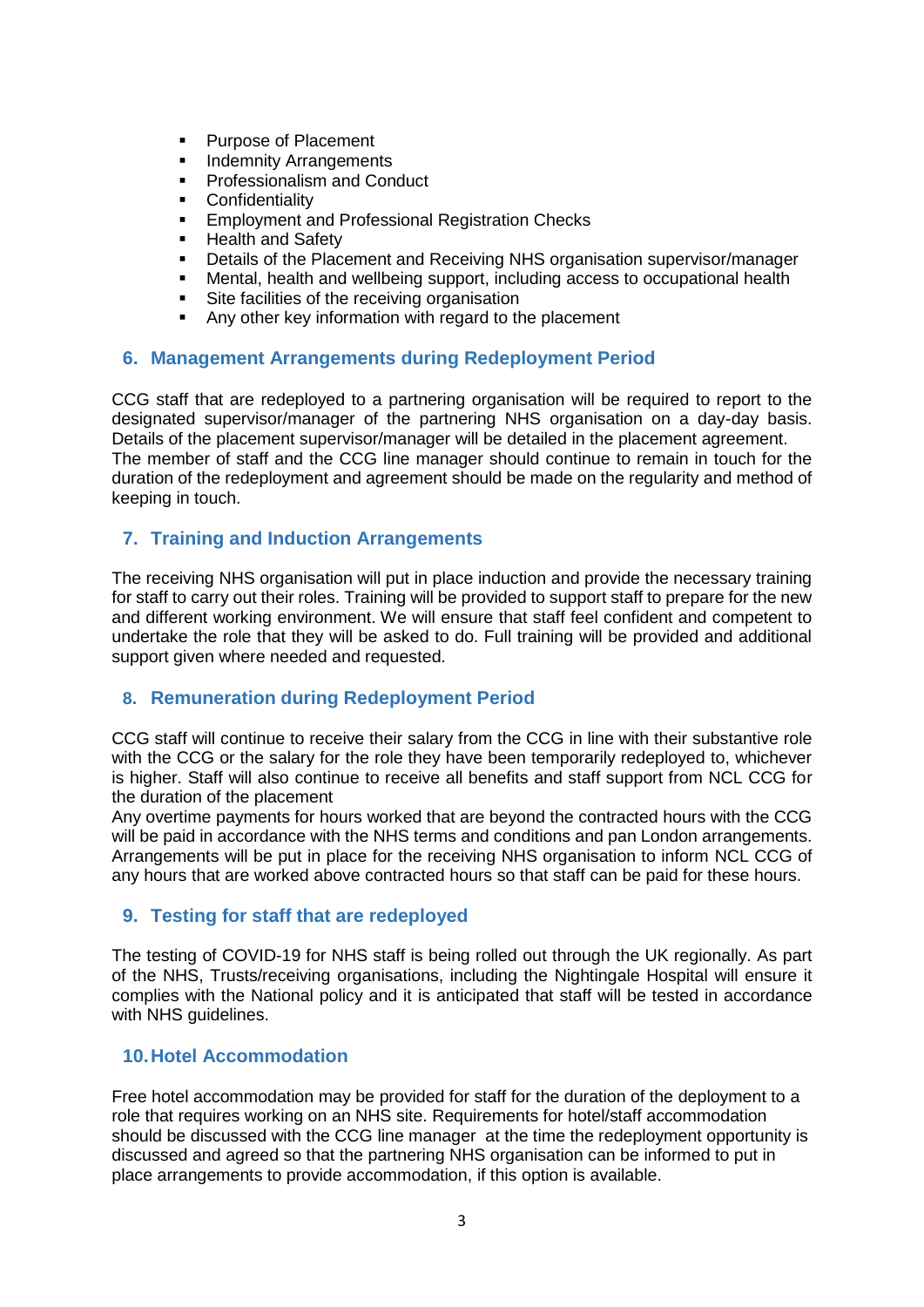- Purpose of Placement
- Indemnity Arrangements
- Professionalism and Conduct
- Confidentiality
- Employment and Professional Registration Checks
- Health and Safety
- Details of the Placement and Receiving NHS organisation supervisor/manager
- Mental, health and wellbeing support, including access to occupational health
- Site facilities of the receiving organisation
- Any other key information with regard to the placement

## 6. Management Arrangements during Redeployment Period

CCG staff that are redeployed to a partnering organisation will be required to report to the designated supervisor/manager of the partnering NHS organisation on a day-day basis. Details of the placement supervisor/manager will be detailed in the placement agreement. The member of staff and the CCG line manager should continue to remain in touch for the duration of the redeployment and agreement should be made on the regularity and method of keeping in touch.

## 7. Training and Induction Arrangements

The receiving NHS organisation will put in place induction and provide the necessary training for staff to carry out their roles. Training will be provided to support staff to prepare for the new and different working environment. We will ensure that staff feel confident and competent to undertake the role that they will be asked to do. Full training will be provided and additional support given where needed and requested.

## 8. Remuneration during Redeployment Period

CCG staff will continue to receive their salary from the CCG in line with their substantive role with the CCG or the salary for the role they have been temporarily redeployed to, whichever is higher. Staff will also continue to receive all benefits and staff support from NCL CCG for the duration of the placement

Any overtime payments for hours worked that are beyond the contracted hours with the CCG will be paid in accordance with the NHS terms and conditions and pan London arrangements. Arrangements will be put in place for the receiving NHS organisation to inform NCL CCG of any hours that are worked above contracted hours so that staff can be paid for these hours.

## 9. Testing for staff that are redeployed

The testing of COVID-19 for NHS staff is being rolled out through the UK regionally. As part of the NHS, Trusts/receiving organisations, including the Nightingale Hospital will ensure it complies with the National policy and it is anticipated that staff will be tested in accordance with NHS guidelines.

## 10. Hotel Accommodation

Free hotel accommodation may be provided for staff for the duration of the deployment to a role that requires working on an NHS site. Requirements for hotel/staff accommodation should be discussed with the CCG line manager at the time the redeployment opportunity is discussed and agreed so that the partnering NHS organisation can be informed to put in place arrangements to provide accommodation, if this option is available.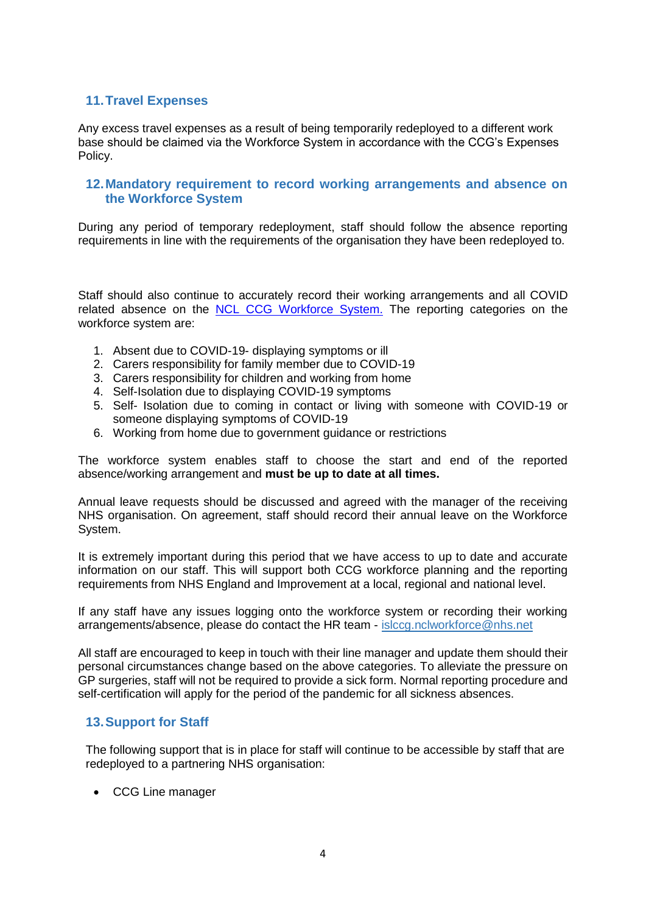## 11. Travel Expenses

Any excess travel expenses as a result of being temporarily redeployed to a different work base should be claimed via the Workforce System in accordance with the CCG's Expenses Policy.

## 12. Mandatory requirement to record working arrangements and absence on the Workforce System

During any period of temporary redeployment, staff should follow the absence reporting requirements in line with the requirements of the organisation they have been redeployed to.

Staff should also continue to accurately record their working arrangements and all COVID related absence on the NCL CCG Workforce System. The reporting categories on the workforce system are:

1. Absent due to COVID-19- displaying symptoms or ill
2. Carers responsibility for family member due to COVID-19
3. Carers responsibility for children and working from home
4. Self-Isolation due to displaying COVID-19 symptoms
5. Self- Isolation due to coming in contact or living with someone with COVID-19 or someone displaying symptoms of COVID-19
6. Working from home due to government guidance or restrictions

The workforce system enables staff to choose the start and end of the reported absence/working arrangement and **must be up to date at all times.**

Annual leave requests should be discussed and agreed with the manager of the receiving NHS organisation. On agreement, staff should record their annual leave on the Workforce System.

It is extremely important during this period that we have access to up to date and accurate information on our staff. This will support both CCG workforce planning and the reporting requirements from NHS England and Improvement at a local, regional and national level.

If any staff have any issues logging onto the workforce system or recording their working arrangements/absence, please do contact the HR team - islccg.nclworkforce@nhs.net

All staff are encouraged to keep in touch with their line manager and update them should their personal circumstances change based on the above categories. To alleviate the pressure on GP surgeries, staff will not be required to provide a sick form. Normal reporting procedure and self-certification will apply for the period of the pandemic for all sickness absences.

## 13. Support for Staff

The following support that is in place for staff will continue to be accessible by staff that are redeployed to a partnering NHS organisation:

- CCG Line manager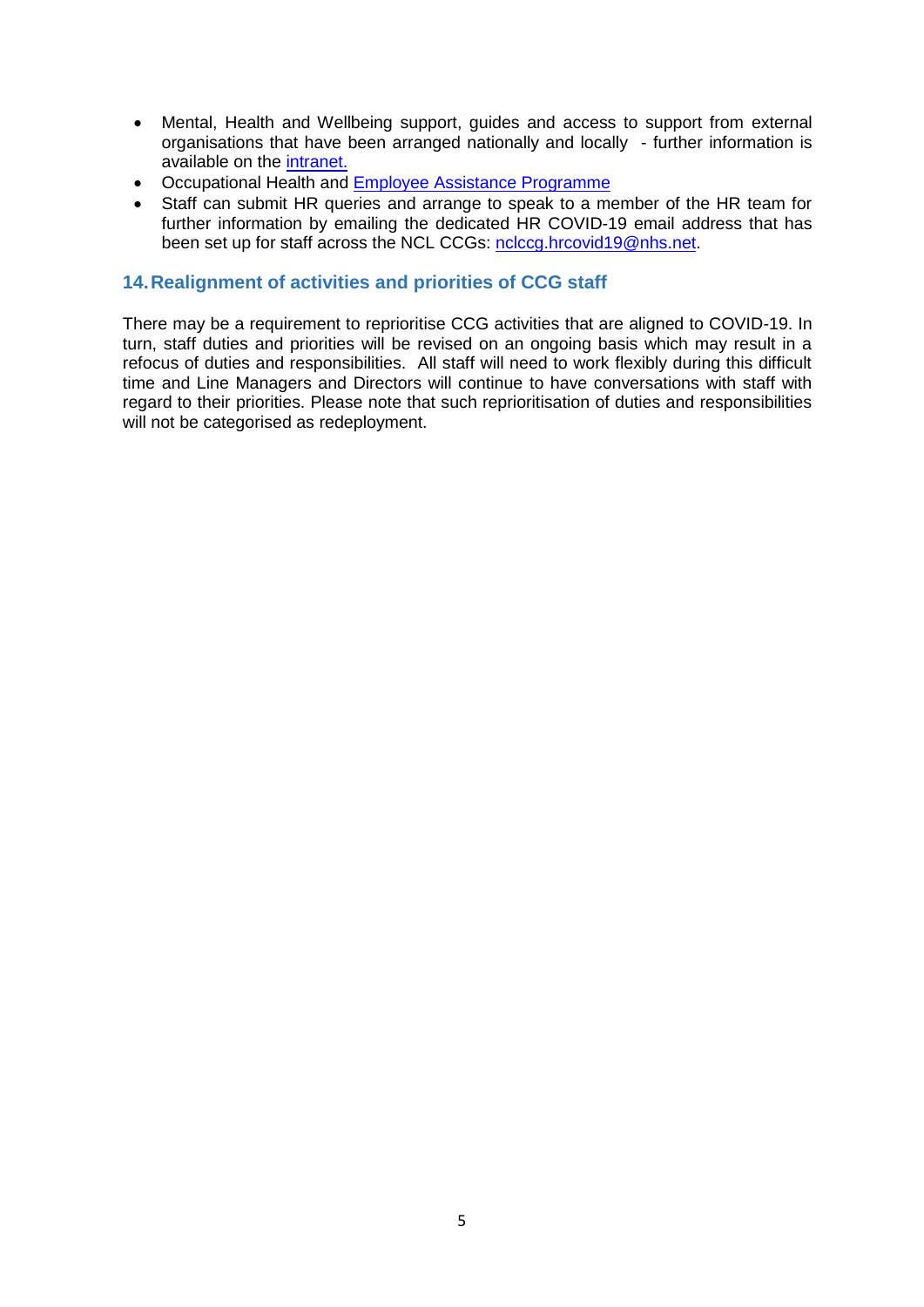- Mental, Health and Wellbeing support, guides and access to support from external organisations that have been arranged nationally and locally - further information is available on the intranet.
- Occupational Health and Employee Assistance Programme
- Staff can submit HR queries and arrange to speak to a member of the HR team for further information by emailing the dedicated HR COVID-19 email address that has been set up for staff across the NCL CCGs: nclccg.hrcovid19@nhs.net.

## 14. Realignment of activities and priorities of CCG staff

There may be a requirement to reprioritise CCG activities that are aligned to COVID-19. In turn, staff duties and priorities will be revised on an ongoing basis which may result in a refocus of duties and responsibilities. All staff will need to work flexibly during this difficult time and Line Managers and Directors will continue to have conversations with staff with regard to their priorities. Please note that such reprioritisation of duties and responsibilities will not be categorised as redeployment.